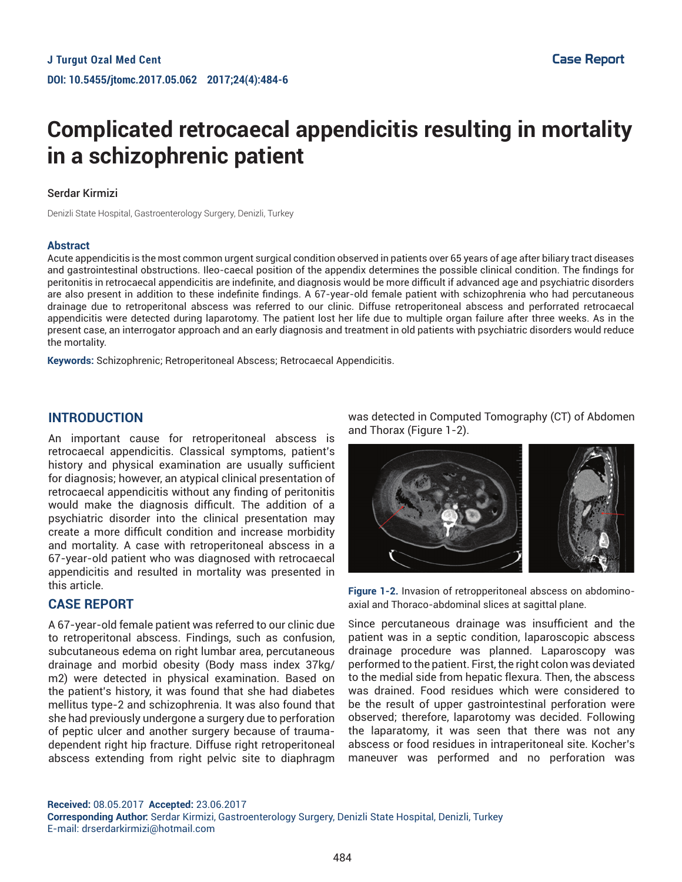# Complicated retrocaecal appendicitis resulting in mortality in a schizophrenic patient

Serdar Kirmizi

Denizli State Hospital, Gastroenterology Surgery, Denizli, Turkey

## Abstract

Acute appendicitis is the most common urgent surgical condition observed in patients over 65 years of age after biliary tract diseases and gastrointestinal obstructions. Ileo-caecal position of the appendix determines the possible clinical condition. The findings for peritonitis in retrocaecal appendicitis are indefinite, and diagnosis would be more difficult if advanced age and psychiatric disorders are also present in addition to these indefinite findings. A 67-year-old female patient with schizophrenia who had percutaneous drainage due to retroperitonal abscess was referred to our clinic. Diffuse retroperitoneal abscess and perforrated retrocaecal appendicitis were detected during laparotomy. The patient lost her life due to multiple organ failure after three weeks. As in the present case, an interrogator approach and an early diagnosis and treatment in old patients with psychiatric disorders would reduce the mortality.

**Keywords:** Schizophrenic; Retroperitoneal Abscess; Retrocaecal Appendicitis.

## INTRODUCTION

An important cause for retroperitoneal abscess is retrocaecal appendicitis. Classical symptoms, patient's history and physical examination are usually sufficient for diagnosis; however, an atypical clinical presentation of retrocaecal appendicitis without any finding of peritonitis would make the diagnosis difficult. The addition of a psychiatric disorder into the clinical presentation may create a more difficult condition and increase morbidity and mortality. A case with retroperitoneal abscess in a 67-year-old patient who was diagnosed with retrocaecal appendicitis and resulted in mortality was presented in this article.

## CASE REPORT

A 67-year-old female patient was referred to our clinic due to retroperitonal abscess. Findings, such as confusion, subcutaneous edema on right lumbar area, percutaneous drainage and morbid obesity (Body mass index 37kg/m2) were detected in physical examination. Based on the patient's history, it was found that she had diabetes mellitus type-2 and schizophrenia. It was also found that she had previously undergone a surgery due to perforation of peptic ulcer and another surgery because of trauma-dependent right hip fracture. Diffuse right retroperitoneal abscess extending from right pelvic site to diaphragm was detected in Computed Tomography (CT) of Abdomen and Thorax (Figure 1-2).

**Figure 1-2.** Invasion of retropperitoneal abscess on abdomino-axial and Thoraco-abdominal slices at sagittal plane.

Since percutaneous drainage was insufficient and the patient was in a septic condition, laparoscopic abscess drainage procedure was planned. Laparoscopy was performed to the patient. First, the right colon was deviated to the medial side from hepatic flexura. Then, the abscess was drained. Food residues which were considered to be the result of upper gastrointestinal perforation were observed; therefore, laparotomy was decided. Following the laparatomy, it was seen that there was not any abscess or food residues in intraperitoneal site. Kocher's maneuver was performed and no perforation was

**Received:** 08.05.2017 **Accepted:** 23.06.2017
**Corresponding Author:** Serdar Kirmizi, Gastroenterology Surgery, Denizli State Hospital, Denizli, Turkey
E-mail: drserdarkirmizi@hotmail.com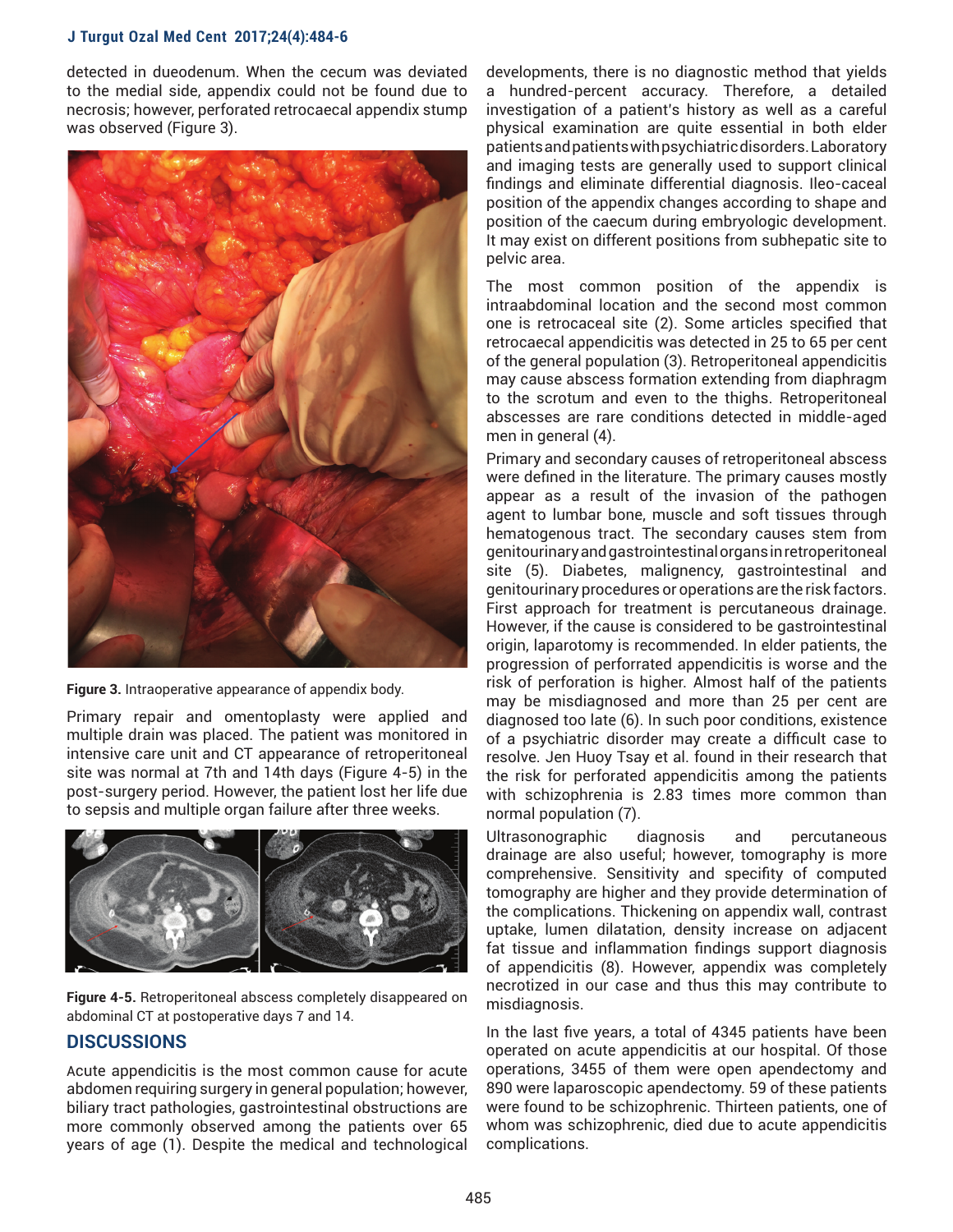detected in dueodenum. When the cecum was deviated to the medial side, appendix could not be found due to necrosis; however, perforated retrocaecal appendix stump was observed (Figure 3).

**Figure 3.** Intraoperative appearance of appendix body.

Primary repair and omentoplasty were applied and multiple drain was placed. The patient was monitored in intensive care unit and CT appearance of retroperitoneal site was normal at 7th and 14th days (Figure 4-5) in the post-surgery period. However, the patient lost her life due to sepsis and multiple organ failure after three weeks.

**Figure 4-5.** Retroperitoneal abscess completely disappeared on abdominal CT at postoperative days 7 and 14.

## DISCUSSIONS

Acute appendicitis is the most common cause for acute abdomen requiring surgery in general population; however, biliary tract pathologies, gastrointestinal obstructions are more commonly observed among the patients over 65 years of age (1). Despite the medical and technological developments, there is no diagnostic method that yields a hundred-percent accuracy. Therefore, a detailed investigation of a patient's history as well as a careful physical examination are quite essential in both elder patients and patients with psychiatric disorders. Laboratory and imaging tests are generally used to support clinical findings and eliminate differential diagnosis. Ileo-caceal position of the appendix changes according to shape and position of the caecum during embryologic development. It may exist on different positions from subhepatic site to pelvic area.

The most common position of the appendix is intraabdominal location and the second most common one is retrocaceal site (2). Some articles specified that retrocaecal appendicitis was detected in 25 to 65 per cent of the general population (3). Retroperitoneal appendicitis may cause abscess formation extending from diaphragm to the scrotum and even to the thighs. Retroperitoneal abscesses are rare conditions detected in middle-aged men in general (4).

Primary and secondary causes of retroperitoneal abscess were defined in the literature. The primary causes mostly appear as a result of the invasion of the pathogen agent to lumbar bone, muscle and soft tissues through hematogenous tract. The secondary causes stem from genitourinary and gastrointestinal organs in retroperitoneal site (5). Diabetes, malignency, gastrointestinal and genitourinary procedures or operations are the risk factors. First approach for treatment is percutaneous drainage. However, if the cause is considered to be gastrointestinal origin, laparotomy is recommended. In elder patients, the progression of perforrated appendicitis is worse and the risk of perforation is higher. Almost half of the patients may be misdiagnosed and more than 25 per cent are diagnosed too late (6). In such poor conditions, existence of a psychiatric disorder may create a difficult case to resolve. Jen Huoy Tsay et al. found in their research that the risk for perforated appendicitis among the patients with schizophrenia is 2.83 times more common than normal population (7).

Ultrasonographic diagnosis and percutaneous drainage are also useful; however, tomography is more comprehensive. Sensitivity and specifity of computed tomography are higher and they provide determination of the complications. Thickening on appendix wall, contrast uptake, lumen dilatation, density increase on adjacent fat tissue and inflammation findings support diagnosis of appendicitis (8). However, appendix was completely necrotized in our case and thus this may contribute to misdiagnosis.

In the last five years, a total of 4345 patients have been operated on acute appendicitis at our hospital. Of those operations, 3455 of them were open apendectomy and 890 were laparoscopic apendectomy. 59 of these patients were found to be schizophrenic. Thirteen patients, one of whom was schizophrenic, died due to acute appendicitis complications.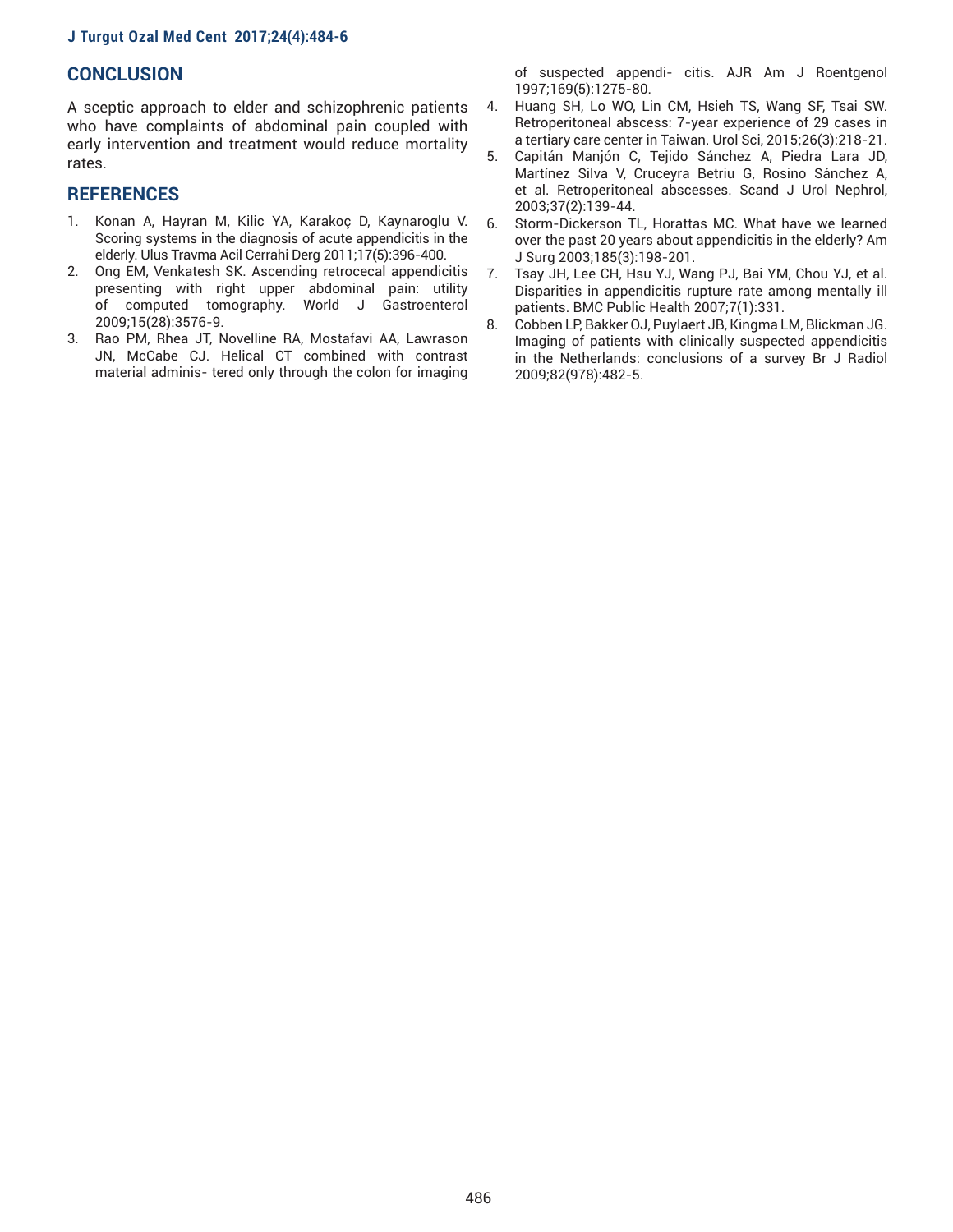## CONCLUSION

A sceptic approach to elder and schizophrenic patients who have complaints of abdominal pain coupled with early intervention and treatment would reduce mortality rates.

## REFERENCES

1. Konan A, Hayran M, Kilic YA, Karakoç D, Kaynaroglu V. Scoring systems in the diagnosis of acute appendicitis in the elderly. Ulus Travma Acil Cerrahi Derg 2011;17(5):396-400.
2. Ong EM, Venkatesh SK. Ascending retrocecal appendicitis presenting with right upper abdominal pain: utility of computed tomography. World J Gastroenterol 2009;15(28):3576-9.
3. Rao PM, Rhea JT, Novelline RA, Mostafavi AA, Lawrason JN, McCabe CJ. Helical CT combined with contrast material adminis- tered only through the colon for imaging of suspected appendi- citis. AJR Am J Roentgenol 1997;169(5):1275-80.
4. Huang SH, Lo WO, Lin CM, Hsieh TS, Wang SF, Tsai SW. Retroperitoneal abscess: 7-year experience of 29 cases in a tertiary care center in Taiwan. Urol Sci, 2015;26(3):218-21.
5. Capitán Manjón C, Tejido Sánchez A, Piedra Lara JD, Martínez Silva V, Cruceyra Betriu G, Rosino Sánchez A, et al. Retroperitoneal abscesses. Scand J Urol Nephrol, 2003;37(2):139-44.
6. Storm-Dickerson TL, Horattas MC. What have we learned over the past 20 years about appendicitis in the elderly? Am J Surg 2003;185(3):198-201.
7. Tsay JH, Lee CH, Hsu YJ, Wang PJ, Bai YM, Chou YJ, et al. Disparities in appendicitis rupture rate among mentally ill patients. BMC Public Health 2007;7(1):331.
8. Cobben LP, Bakker OJ, Puylaert JB, Kingma LM, Blickman JG. Imaging of patients with clinically suspected appendicitis in the Netherlands: conclusions of a survey Br J Radiol 2009;82(978):482-5.